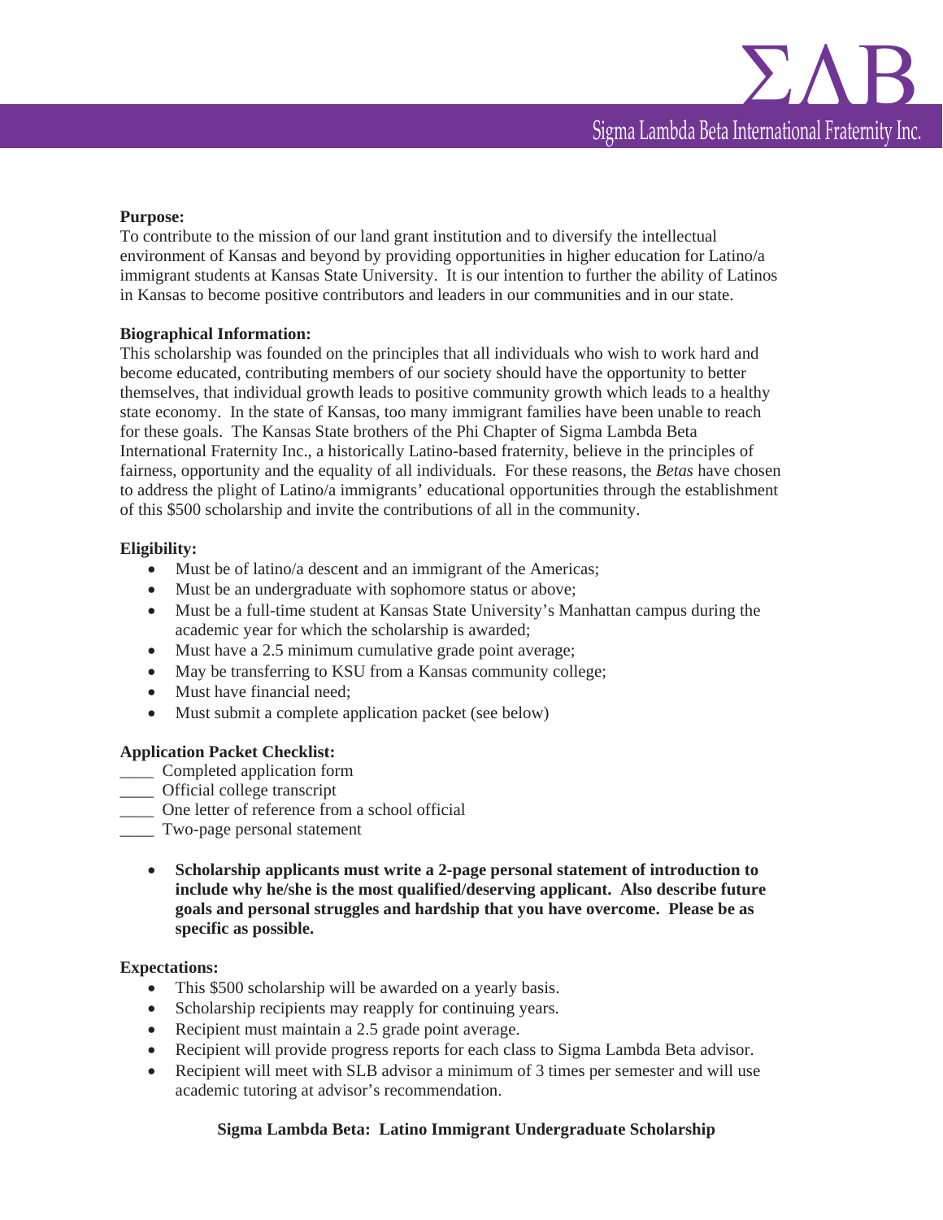# ΣΛΒ

Sigma Lambda Beta International Fraternity Inc.

**Purpose:**

To contribute to the mission of our land grant institution and to diversify the intellectual environment of Kansas and beyond by providing opportunities in higher education for Latino/a immigrant students at Kansas State University. It is our intention to further the ability of Latinos in Kansas to become positive contributors and leaders in our communities and in our state.

**Biographical Information:**

This scholarship was founded on the principles that all individuals who wish to work hard and become educated, contributing members of our society should have the opportunity to better themselves, that individual growth leads to positive community growth which leads to a healthy state economy. In the state of Kansas, too many immigrant families have been unable to reach for these goals. The Kansas State brothers of the Phi Chapter of Sigma Lambda Beta International Fraternity Inc., a historically Latino-based fraternity, believe in the principles of fairness, opportunity and the equality of all individuals. For these reasons, the *Betas* have chosen to address the plight of Latino/a immigrants' educational opportunities through the establishment of this $500 scholarship and invite the contributions of all in the community.

**Eligibility:**

- Must be of latino/a descent and an immigrant of the Americas;
- Must be an undergraduate with sophomore status or above;
- Must be a full-time student at Kansas State University's Manhattan campus during the academic year for which the scholarship is awarded;
- Must have a 2.5 minimum cumulative grade point average;
- May be transferring to KSU from a Kansas community college;
- Must have financial need;
- Must submit a complete application packet (see below)

**Application Packet Checklist:**

____ Completed application form
____ Official college transcript
____ One letter of reference from a school official
____ Two-page personal statement

- **Scholarship applicants must write a 2-page personal statement of introduction to include why he/she is the most qualified/deserving applicant. Also describe future goals and personal struggles and hardship that you have overcome. Please be as specific as possible.**

**Expectations:**

- This $500 scholarship will be awarded on a yearly basis.
- Scholarship recipients may reapply for continuing years.
- Recipient must maintain a 2.5 grade point average.
- Recipient will provide progress reports for each class to Sigma Lambda Beta advisor.
- Recipient will meet with SLB advisor a minimum of 3 times per semester and will use academic tutoring at advisor's recommendation.

**Sigma Lambda Beta: Latino Immigrant Undergraduate Scholarship**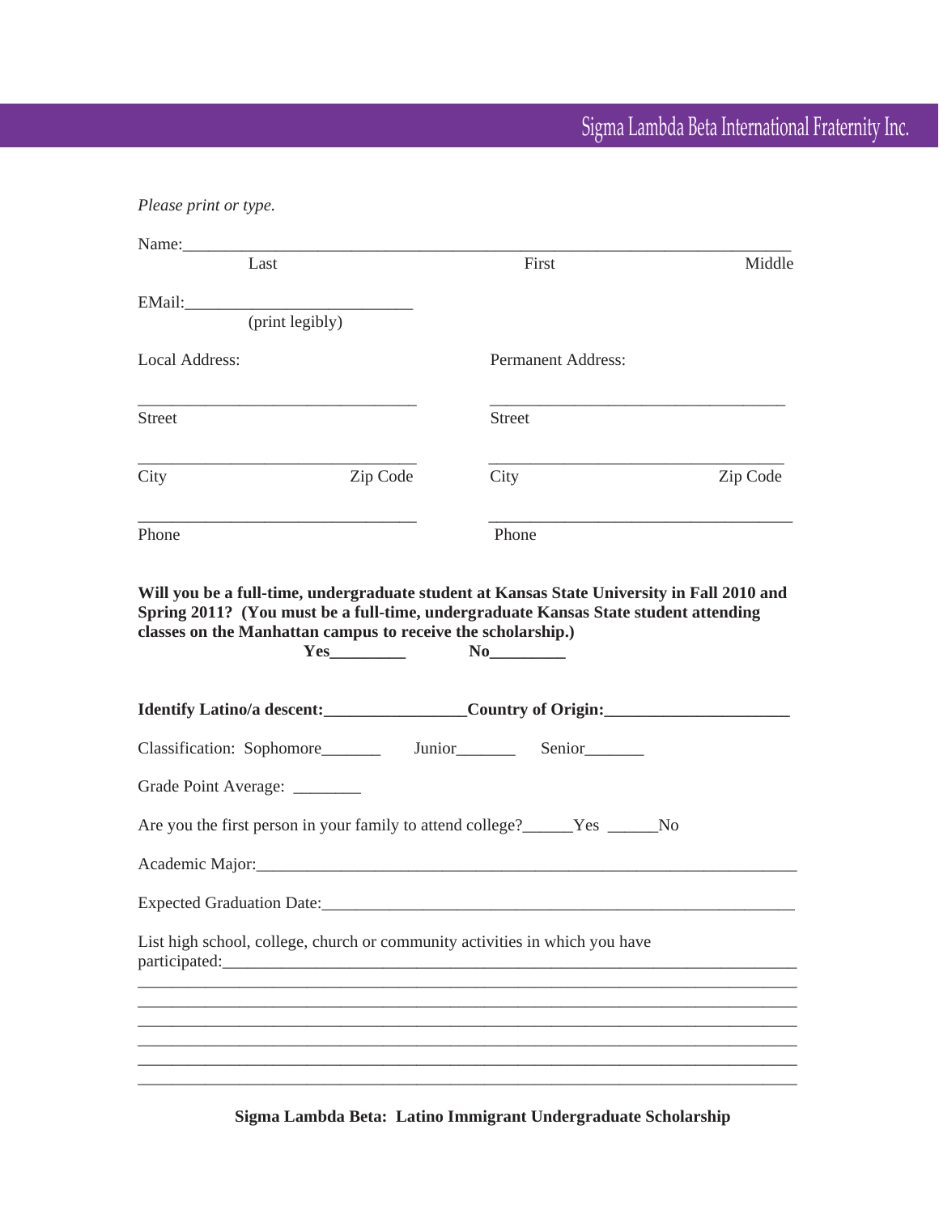*Please print or type.*

Name:\_\_\_\_\_\_\_\_\_\_\_\_\_\_\_\_\_\_\_\_\_\_\_\_\_\_\_\_\_\_\_\_\_\_\_\_\_\_\_\_\_\_\_\_\_\_\_\_\_\_\_\_\_\_\_\_\_\_\_\_\_\_\_\_\_\_\_\_\_\_

Last First Middle

EMail:\_\_\_\_\_\_\_\_\_\_\_\_\_\_\_\_\_\_\_\_\_\_\_\_\_\_\_

(print legibly)

| Local Address: | Permanent Address: |
|---|---|
| \_\_\_\_\_\_\_\_\_\_\_\_\_\_\_\_\_\_\_\_\_\_\_\_\_\_\_\_\_\_\_\_\_ | \_\_\_\_\_\_\_\_\_\_\_\_\_\_\_\_\_\_\_\_\_\_\_\_\_\_\_\_\_\_\_\_\_ |
| Street | Street |
| \_\_\_\_\_\_\_\_\_\_\_\_\_\_\_\_\_\_\_\_\_\_\_\_\_\_\_\_\_\_\_\_\_ | \_\_\_\_\_\_\_\_\_\_\_\_\_\_\_\_\_\_\_\_\_\_\_\_\_\_\_\_\_\_\_\_\_ |
| City Zip Code | City Zip Code |
| \_\_\_\_\_\_\_\_\_\_\_\_\_\_\_\_\_\_\_\_\_\_\_\_\_\_\_\_\_\_\_\_\_ | \_\_\_\_\_\_\_\_\_\_\_\_\_\_\_\_\_\_\_\_\_\_\_\_\_\_\_\_\_\_\_\_\_ |
| Phone | Phone |

**Will you be a full-time, undergraduate student at Kansas State University in Fall 2010 and Spring 2011? (You must be a full-time, undergraduate Kansas State student attending classes on the Manhattan campus to receive the scholarship.)**

**Yes\_\_\_\_\_\_\_\_\_ No\_\_\_\_\_\_\_\_\_**

**Identify Latino/a descent:\_\_\_\_\_\_\_\_\_\_\_\_\_\_\_\_\_Country of Origin:\_\_\_\_\_\_\_\_\_\_\_\_\_\_\_\_\_\_\_\_\_\_**

Classification: Sophomore\_\_\_\_\_\_\_ Junior\_\_\_\_\_\_\_ Senior\_\_\_\_\_\_\_

Grade Point Average: \_\_\_\_\_\_\_\_

Are you the first person in your family to attend college?\_\_\_\_\_\_Yes \_\_\_\_\_\_No

Academic Major:\_\_\_\_\_\_\_\_\_\_\_\_\_\_\_\_\_\_\_\_\_\_\_\_\_\_\_\_\_\_\_\_\_\_\_\_\_\_\_\_\_\_\_\_\_\_\_\_\_\_\_\_\_\_\_\_\_\_\_\_\_\_\_\_

Expected Graduation Date:\_\_\_\_\_\_\_\_\_\_\_\_\_\_\_\_\_\_\_\_\_\_\_\_\_\_\_\_\_\_\_\_\_\_\_\_\_\_\_\_\_\_\_\_\_\_\_\_\_\_\_\_\_\_\_\_\_

List high school, college, church or community activities in which you have participated:\_\_\_\_\_\_\_\_\_\_\_\_\_\_\_\_\_\_\_\_\_\_\_\_\_\_\_\_\_\_\_\_\_\_\_\_\_\_\_\_\_\_\_\_\_\_\_\_\_\_\_\_\_\_\_\_\_\_\_\_\_\_\_\_\_\_\_\_\_\_\_\_

\_\_\_\_\_\_\_\_\_\_\_\_\_\_\_\_\_\_\_\_\_\_\_\_\_\_\_\_\_\_\_\_\_\_\_\_\_\_\_\_\_\_\_\_\_\_\_\_\_\_\_\_\_\_\_\_\_\_\_\_\_\_\_\_\_\_\_\_\_\_\_\_\_\_\_\_\_\_\_\_\_\_\_

\_\_\_\_\_\_\_\_\_\_\_\_\_\_\_\_\_\_\_\_\_\_\_\_\_\_\_\_\_\_\_\_\_\_\_\_\_\_\_\_\_\_\_\_\_\_\_\_\_\_\_\_\_\_\_\_\_\_\_\_\_\_\_\_\_\_\_\_\_\_\_\_\_\_\_\_\_\_\_\_\_\_\_

\_\_\_\_\_\_\_\_\_\_\_\_\_\_\_\_\_\_\_\_\_\_\_\_\_\_\_\_\_\_\_\_\_\_\_\_\_\_\_\_\_\_\_\_\_\_\_\_\_\_\_\_\_\_\_\_\_\_\_\_\_\_\_\_\_\_\_\_\_\_\_\_\_\_\_\_\_\_\_\_\_\_\_

\_\_\_\_\_\_\_\_\_\_\_\_\_\_\_\_\_\_\_\_\_\_\_\_\_\_\_\_\_\_\_\_\_\_\_\_\_\_\_\_\_\_\_\_\_\_\_\_\_\_\_\_\_\_\_\_\_\_\_\_\_\_\_\_\_\_\_\_\_\_\_\_\_\_\_\_\_\_\_\_\_\_\_

\_\_\_\_\_\_\_\_\_\_\_\_\_\_\_\_\_\_\_\_\_\_\_\_\_\_\_\_\_\_\_\_\_\_\_\_\_\_\_\_\_\_\_\_\_\_\_\_\_\_\_\_\_\_\_\_\_\_\_\_\_\_\_\_\_\_\_\_\_\_\_\_\_\_\_\_\_\_\_\_\_\_\_

\_\_\_\_\_\_\_\_\_\_\_\_\_\_\_\_\_\_\_\_\_\_\_\_\_\_\_\_\_\_\_\_\_\_\_\_\_\_\_\_\_\_\_\_\_\_\_\_\_\_\_\_\_\_\_\_\_\_\_\_\_\_\_\_\_\_\_\_\_\_\_\_\_\_\_\_\_\_\_\_\_\_\_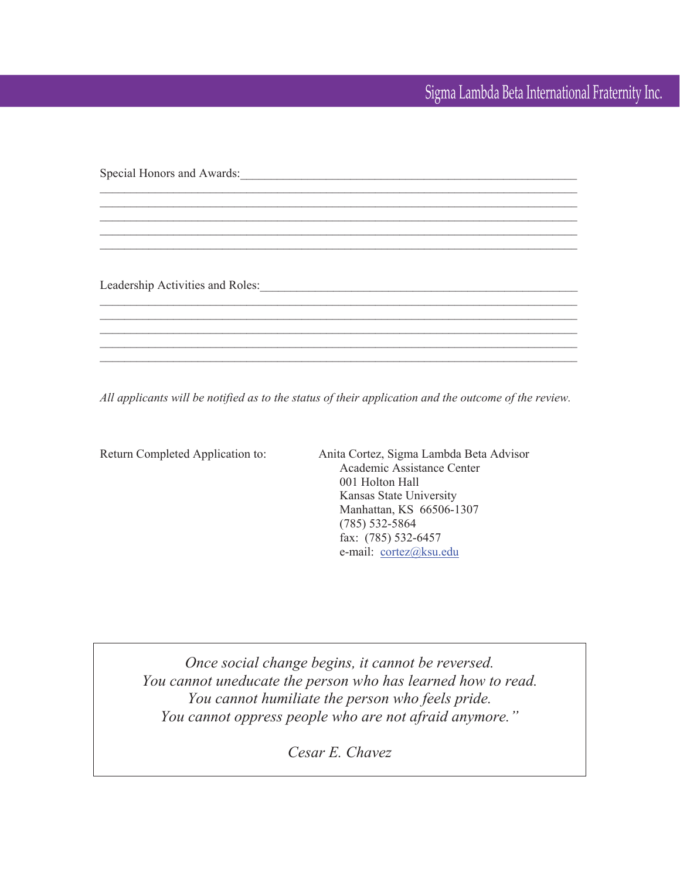Special Honors and Awards:\_\_\_\_\_\_\_\_\_\_\_\_\_\_\_\_\_\_\_\_\_\_\_\_\_\_\_\_\_\_\_\_\_\_\_\_\_\_\_\_\_\_\_\_\_\_\_\_\_\_\_\_\_\_\_\_

\_\_\_\_\_\_\_\_\_\_\_\_\_\_\_\_\_\_\_\_\_\_\_\_\_\_\_\_\_\_\_\_\_\_\_\_\_\_\_\_\_\_\_\_\_\_\_\_\_\_\_\_\_\_\_\_\_\_\_\_\_\_\_\_\_\_\_\_\_\_\_\_\_\_\_\_\_\_\_

\_\_\_\_\_\_\_\_\_\_\_\_\_\_\_\_\_\_\_\_\_\_\_\_\_\_\_\_\_\_\_\_\_\_\_\_\_\_\_\_\_\_\_\_\_\_\_\_\_\_\_\_\_\_\_\_\_\_\_\_\_\_\_\_\_\_\_\_\_\_\_\_\_\_\_\_\_\_\_

\_\_\_\_\_\_\_\_\_\_\_\_\_\_\_\_\_\_\_\_\_\_\_\_\_\_\_\_\_\_\_\_\_\_\_\_\_\_\_\_\_\_\_\_\_\_\_\_\_\_\_\_\_\_\_\_\_\_\_\_\_\_\_\_\_\_\_\_\_\_\_\_\_\_\_\_\_\_\_

\_\_\_\_\_\_\_\_\_\_\_\_\_\_\_\_\_\_\_\_\_\_\_\_\_\_\_\_\_\_\_\_\_\_\_\_\_\_\_\_\_\_\_\_\_\_\_\_\_\_\_\_\_\_\_\_\_\_\_\_\_\_\_\_\_\_\_\_\_\_\_\_\_\_\_\_\_\_\_

\_\_\_\_\_\_\_\_\_\_\_\_\_\_\_\_\_\_\_\_\_\_\_\_\_\_\_\_\_\_\_\_\_\_\_\_\_\_\_\_\_\_\_\_\_\_\_\_\_\_\_\_\_\_\_\_\_\_\_\_\_\_\_\_\_\_\_\_\_\_\_\_\_\_\_\_\_\_\_

Leadership Activities and Roles:\_\_\_\_\_\_\_\_\_\_\_\_\_\_\_\_\_\_\_\_\_\_\_\_\_\_\_\_\_\_\_\_\_\_\_\_\_\_\_\_\_\_\_\_\_\_\_\_\_\_

\_\_\_\_\_\_\_\_\_\_\_\_\_\_\_\_\_\_\_\_\_\_\_\_\_\_\_\_\_\_\_\_\_\_\_\_\_\_\_\_\_\_\_\_\_\_\_\_\_\_\_\_\_\_\_\_\_\_\_\_\_\_\_\_\_\_\_\_\_\_\_\_\_\_\_\_\_\_\_

\_\_\_\_\_\_\_\_\_\_\_\_\_\_\_\_\_\_\_\_\_\_\_\_\_\_\_\_\_\_\_\_\_\_\_\_\_\_\_\_\_\_\_\_\_\_\_\_\_\_\_\_\_\_\_\_\_\_\_\_\_\_\_\_\_\_\_\_\_\_\_\_\_\_\_\_\_\_\_

\_\_\_\_\_\_\_\_\_\_\_\_\_\_\_\_\_\_\_\_\_\_\_\_\_\_\_\_\_\_\_\_\_\_\_\_\_\_\_\_\_\_\_\_\_\_\_\_\_\_\_\_\_\_\_\_\_\_\_\_\_\_\_\_\_\_\_\_\_\_\_\_\_\_\_\_\_\_\_

\_\_\_\_\_\_\_\_\_\_\_\_\_\_\_\_\_\_\_\_\_\_\_\_\_\_\_\_\_\_\_\_\_\_\_\_\_\_\_\_\_\_\_\_\_\_\_\_\_\_\_\_\_\_\_\_\_\_\_\_\_\_\_\_\_\_\_\_\_\_\_\_\_\_\_\_\_\_\_

\_\_\_\_\_\_\_\_\_\_\_\_\_\_\_\_\_\_\_\_\_\_\_\_\_\_\_\_\_\_\_\_\_\_\_\_\_\_\_\_\_\_\_\_\_\_\_\_\_\_\_\_\_\_\_\_\_\_\_\_\_\_\_\_\_\_\_\_\_\_\_\_\_\_\_\_\_\_\_

*All applicants will be notified as to the status of their application and the outcome of the review.*

Return Completed Application to:

Anita Cortez, Sigma Lambda Beta Advisor
Academic Assistance Center
001 Holton Hall
Kansas State University
Manhattan, KS 66506-1307
(785) 532-5864
fax: (785) 532-6457
e-mail: cortez@ksu.edu

> *Once social change begins, it cannot be reversed.*
> *You cannot uneducate the person who has learned how to read.*
> *You cannot humiliate the person who feels pride.*
> *You cannot oppress people who are not afraid anymore."*
>
> *Cesar E. Chavez*